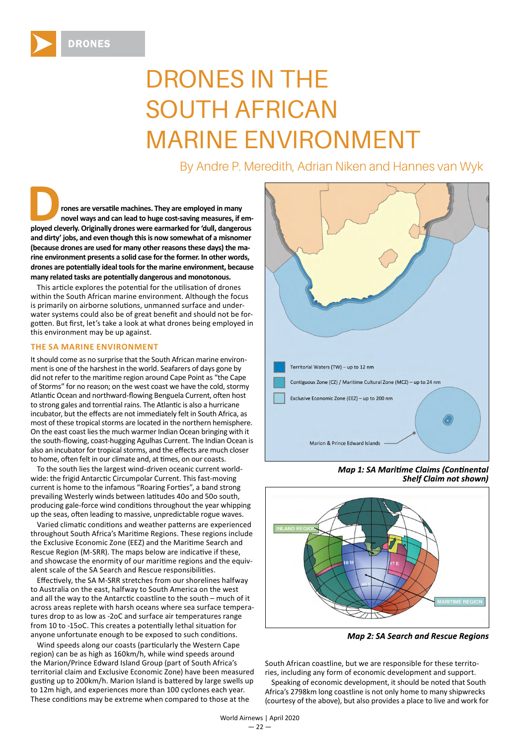# DRONES IN THE SOUTH AFRICAN MARINE ENVIRONMENT

By Andre P. Meredith, Adrian Niken and Hannes van Wyk

**Drones are versatile machines. They are employed in many novel ways and can lead to huge cost-saving measures, if employed cleverly. Originally drones were earmarked for 'dull, dangerous and dirty' jobs, and even though this is now somewhat of a misnomer (because drones are used for many other reasons these days) the marine environment presents a solid case for the former. In other words, drones are potentially ideal tools for the marine environment, because many related tasks are potentially dangerous and monotonous.**

This article explores the potential for the utilisation of drones within the South African marine environment. Although the focus is primarily on airborne solutions, unmanned surface and underwater systems could also be of great benefit and should not be forgotten. But first, let's take a look at what drones being employed in this environment may be up against.

## THE SA MARINE ENVIRONMENT

It should come as no surprise that the South African marine environment is one of the harshest in the world. Seafarers of days gone by did not refer to the maritime region around Cape Point as "the Cape of Storms" for no reason; on the west coast we have the cold, stormy Atlantic Ocean and northward-flowing Benguela Current, often host to strong gales and torrential rains. The Atlantic is also a hurricane incubator, but the effects are not immediately felt in South Africa, as most of these tropical storms are located in the northern hemisphere. On the east coast lies the much warmer Indian Ocean bringing with it the south-flowing, coast-hugging Agulhas Current. The Indian Ocean is also an incubator for tropical storms, and the effects are much closer to home, often felt in our climate and, at times, on our coasts.

To the south lies the largest wind-driven oceanic current worldwide: the frigid Antarctic Circumpolar Current. This fast-moving current is home to the infamous "Roaring Forties", a band strong prevailing Westerly winds between latitudes 40o and 50o south, producing gale-force wind conditions throughout the year whipping up the seas, often leading to massive, unpredictable rogue waves.

Varied climatic conditions and weather patterns are experienced throughout South Africa's Maritime Regions. These regions include the Exclusive Economic Zone (EEZ) and the Maritime Search and Rescue Region (M-SRR). The maps below are indicative if these, and showcase the enormity of our maritime regions and the equivalent scale of the SA Search and Rescue responsibilities.

Effectively, the SA M-SRR stretches from our shorelines halfway to Australia on the east, halfway to South America on the west and all the way to the Antarctic coastline to the south – much of it across areas replete with harsh oceans where sea surface temperatures drop to as low as -2oC and surface air temperatures range from 10 to -15oC. This creates a potentially lethal situation for anyone unfortunate enough to be exposed to such conditions.

Wind speeds along our coasts (particularly the Western Cape region) can be as high as 160km/h, while wind speeds around the Marion/Prince Edward Island Group (part of South Africa's territorial claim and Exclusive Economic Zone) have been measured gusting up to 200km/h. Marion Island is battered by large swells up to 12m high, and experiences more than 100 cyclones each year. These conditions may be extreme when compared to those at the South African coastline, but we are responsible for these territories, including any form of economic development and support.

Territorial Waters (TW) – up to 12 nm

Contiguous Zone (CZ) / Maritime Cultural Zone (MCZ) – up to 24 nm

Exclusive Economic Zone (EEZ) – up to 200 nm

Marion & Prince Edward Islands

***Map 1: SA Maritime Claims (Continental Shelf Claim not shown)***

INLAND REGION

MARITIME REGION

***Map 2: SA Search and Rescue Regions***

Speaking of economic development, it should be noted that South Africa's 2798km long coastline is not only home to many shipwrecks (courtesy of the above), but also provides a place to live and work for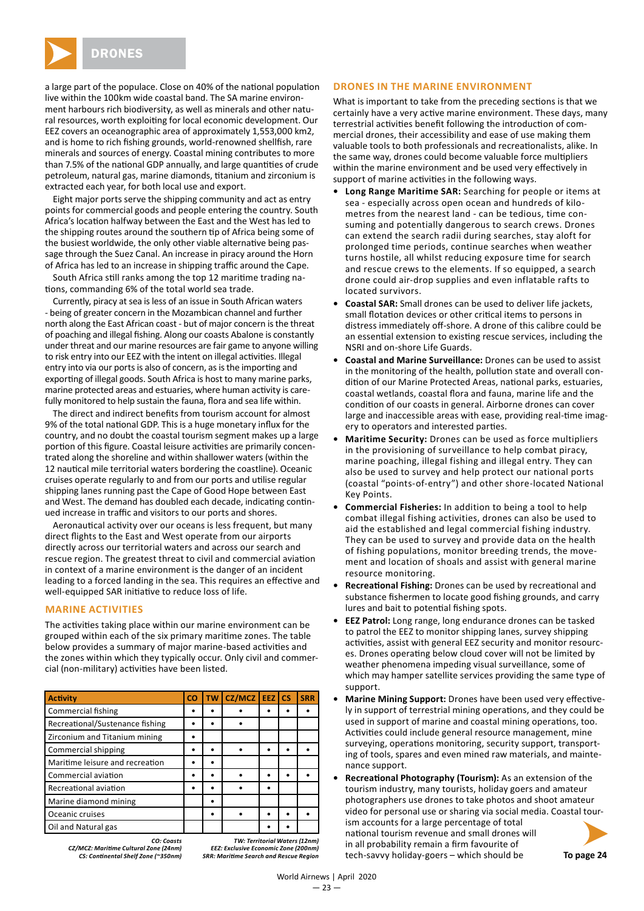a large part of the populace. Close on 40% of the national population live within the 100km wide coastal band. The SA marine environment harbours rich biodiversity, as well as minerals and other natural resources, worth exploiting for local economic development. Our EEZ covers an oceanographic area of approximately 1,553,000 km2, and is home to rich fishing grounds, world-renowned shellfish, rare minerals and sources of energy. Coastal mining contributes to more than 7.5% of the national GDP annually, and large quantities of crude petroleum, natural gas, marine diamonds, titanium and zirconium is extracted each year, for both local use and export.

Eight major ports serve the shipping community and act as entry points for commercial goods and people entering the country. South Africa's location halfway between the East and the West has led to the shipping routes around the southern tip of Africa being some of the busiest worldwide, the only other viable alternative being passage through the Suez Canal. An increase in piracy around the Horn of Africa has led to an increase in shipping traffic around the Cape.

South Africa still ranks among the top 12 maritime trading nations, commanding 6% of the total world sea trade.

Currently, piracy at sea is less of an issue in South African waters - being of greater concern in the Mozambican channel and further north along the East African coast - but of major concern is the threat of poaching and illegal fishing. Along our coasts Abalone is constantly under threat and our marine resources are fair game to anyone willing to risk entry into our EEZ with the intent on illegal activities. Illegal entry into via our ports is also of concern, as is the importing and exporting of illegal goods. South Africa is host to many marine parks, marine protected areas and estuaries, where human activity is carefully monitored to help sustain the fauna, flora and sea life within.

The direct and indirect benefits from tourism account for almost 9% of the total national GDP. This is a huge monetary influx for the country, and no doubt the coastal tourism segment makes up a large portion of this figure. Coastal leisure activities are primarily concentrated along the shoreline and within shallower waters (within the 12 nautical mile territorial waters bordering the coastline). Oceanic cruises operate regularly to and from our ports and utilise regular shipping lanes running past the Cape of Good Hope between East and West. The demand has doubled each decade, indicating continued increase in traffic and visitors to our ports and shores.

Aeronautical activity over our oceans is less frequent, but many direct flights to the East and West operate from our airports directly across our territorial waters and across our search and rescue region. The greatest threat to civil and commercial aviation in context of a marine environment is the danger of an incident leading to a forced landing in the sea. This requires an effective and well-equipped SAR initiative to reduce loss of life.

## MARINE ACTIVITIES

The activities taking place within our marine environment can be grouped within each of the six primary maritime zones. The table below provides a summary of major marine-based activities and the zones within which they typically occur. Only civil and commercial (non-military) activities have been listed.

| Activity | CO | TW | CZ/MCZ | EEZ | CS | SRR |
|---|---|---|---|---|---|---|
| Commercial fishing | • | • | • | • | • | • |
| Recreational/Sustenance fishing | • | • | • | | | |
| Zirconium and Titanium mining | • | | | | | |
| Commercial shipping | • | • | • | • | • | • |
| Maritime leisure and recreation | • | • | | | | |
| Commercial aviation | • | • | • | • | • | • |
| Recreational aviation | • | • | • | • | | |
| Marine diamond mining | | • | | | | |
| Oceanic cruises | | • | • | • | • | • |
| Oil and Natural gas | | | | • | • | |

*CO: Coasts*
*CZ/MCZ: Maritime Cultural Zone (24nm)*
*CS: Continental Shelf Zone (~350nm)*
*TW: Territorial Waters (12nm)*
*EEZ: Exclusive Economic Zone (200nm)*
*SRR: Maritime Search and Rescue Region*

## DRONES IN THE MARINE ENVIRONMENT

What is important to take from the preceding sections is that we certainly have a very active marine environment. These days, many terrestrial activities benefit following the introduction of commercial drones, their accessibility and ease of use making them valuable tools to both professionals and recreationalists, alike. In the same way, drones could become valuable force multipliers within the marine environment and be used very effectively in support of marine activities in the following ways.

- **Long Range Maritime SAR:** Searching for people or items at sea - especially across open ocean and hundreds of kilometres from the nearest land - can be tedious, time consuming and potentially dangerous to search crews. Drones can extend the search radii during searches, stay aloft for prolonged time periods, continue searches when weather turns hostile, all whilst reducing exposure time for search and rescue crews to the elements. If so equipped, a search drone could air-drop supplies and even inflatable rafts to located survivors.
- **Coastal SAR:** Small drones can be used to deliver life jackets, small flotation devices or other critical items to persons in distress immediately off-shore. A drone of this calibre could be an essential extension to existing rescue services, including the NSRI and on-shore Life Guards.
- **Coastal and Marine Surveillance:** Drones can be used to assist in the monitoring of the health, pollution state and overall condition of our Marine Protected Areas, national parks, estuaries, coastal wetlands, coastal flora and fauna, marine life and the condition of our coasts in general. Airborne drones can cover large and inaccessible areas with ease, providing real-time imagery to operators and interested parties.
- **Maritime Security:** Drones can be used as force multipliers in the provisioning of surveillance to help combat piracy, marine poaching, illegal fishing and illegal entry. They can also be used to survey and help protect our national ports (coastal "points-of-entry") and other shore-located National Key Points.
- **Commercial Fisheries:** In addition to being a tool to help combat illegal fishing activities, drones can also be used to aid the established and legal commercial fishing industry. They can be used to survey and provide data on the health of fishing populations, monitor breeding trends, the movement and location of shoals and assist with general marine resource monitoring.
- **Recreational Fishing:** Drones can be used by recreational and substance fishermen to locate good fishing grounds, and carry lures and bait to potential fishing spots.
- **EEZ Patrol:** Long range, long endurance drones can be tasked to patrol the EEZ to monitor shipping lanes, survey shipping activities, assist with general EEZ security and monitor resources. Drones operating below cloud cover will not be limited by weather phenomena impeding visual surveillance, some of which may hamper satellite services providing the same type of support.
- **Marine Mining Support:** Drones have been used very effectively in support of terrestrial mining operations, and they could be used in support of marine and coastal mining operations, too. Activities could include general resource management, mine surveying, operations monitoring, security support, transporting of tools, spares and even mined raw materials, and maintenance support.
- **Recreational Photography (Tourism):** As an extension of the tourism industry, many tourists, holiday goers and amateur photographers use drones to take photos and shoot amateur video for personal use or sharing via social media. Coastal tourism accounts for a large percentage of total national tourism revenue and small drones will in all probability remain a firm favourite of tech-savvy holiday-goers – which should be

To page 24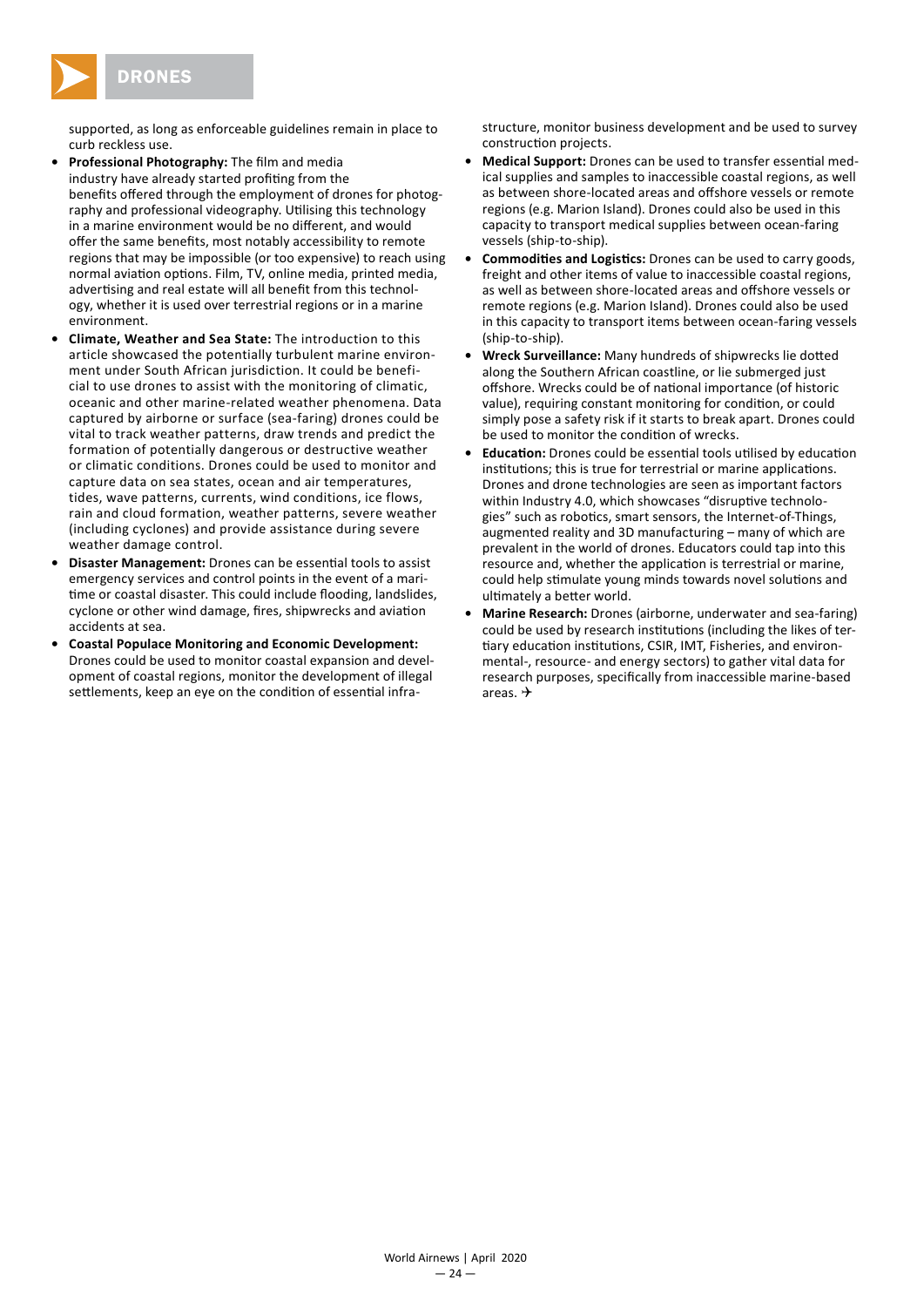supported, as long as enforceable guidelines remain in place to curb reckless use.

- **Professional Photography:** The film and media industry have already started profiting from the benefits offered through the employment of drones for photography and professional videography. Utilising this technology in a marine environment would be no different, and would offer the same benefits, most notably accessibility to remote regions that may be impossible (or too expensive) to reach using normal aviation options. Film, TV, online media, printed media, advertising and real estate will all benefit from this technology, whether it is used over terrestrial regions or in a marine environment.
- **Climate, Weather and Sea State:** The introduction to this article showcased the potentially turbulent marine environment under South African jurisdiction. It could be beneficial to use drones to assist with the monitoring of climatic, oceanic and other marine-related weather phenomena. Data captured by airborne or surface (sea-faring) drones could be vital to track weather patterns, draw trends and predict the formation of potentially dangerous or destructive weather or climatic conditions. Drones could be used to monitor and capture data on sea states, ocean and air temperatures, tides, wave patterns, currents, wind conditions, ice flows, rain and cloud formation, weather patterns, severe weather (including cyclones) and provide assistance during severe weather damage control.
- **Disaster Management:** Drones can be essential tools to assist emergency services and control points in the event of a maritime or coastal disaster. This could include flooding, landslides, cyclone or other wind damage, fires, shipwrecks and aviation accidents at sea.
- **Coastal Populace Monitoring and Economic Development:** Drones could be used to monitor coastal expansion and development of coastal regions, monitor the development of illegal settlements, keep an eye on the condition of essential infrastructure, monitor business development and be used to survey construction projects.
- **Medical Support:** Drones can be used to transfer essential medical supplies and samples to inaccessible coastal regions, as well as between shore-located areas and offshore vessels or remote regions (e.g. Marion Island). Drones could also be used in this capacity to transport medical supplies between ocean-faring vessels (ship-to-ship).
- **Commodities and Logistics:** Drones can be used to carry goods, freight and other items of value to inaccessible coastal regions, as well as between shore-located areas and offshore vessels or remote regions (e.g. Marion Island). Drones could also be used in this capacity to transport items between ocean-faring vessels (ship-to-ship).
- **Wreck Surveillance:** Many hundreds of shipwrecks lie dotted along the Southern African coastline, or lie submerged just offshore. Wrecks could be of national importance (of historic value), requiring constant monitoring for condition, or could simply pose a safety risk if it starts to break apart. Drones could be used to monitor the condition of wrecks.
- **Education:** Drones could be essential tools utilised by education institutions; this is true for terrestrial or marine applications. Drones and drone technologies are seen as important factors within Industry 4.0, which showcases "disruptive technologies" such as robotics, smart sensors, the Internet-of-Things, augmented reality and 3D manufacturing – many of which are prevalent in the world of drones. Educators could tap into this resource and, whether the application is terrestrial or marine, could help stimulate young minds towards novel solutions and ultimately a better world.
- **Marine Research:** Drones (airborne, underwater and sea-faring) could be used by research institutions (including the likes of tertiary education institutions, CSIR, IMT, Fisheries, and environmental-, resource- and energy sectors) to gather vital data for research purposes, specifically from inaccessible marine-based areas. ✈